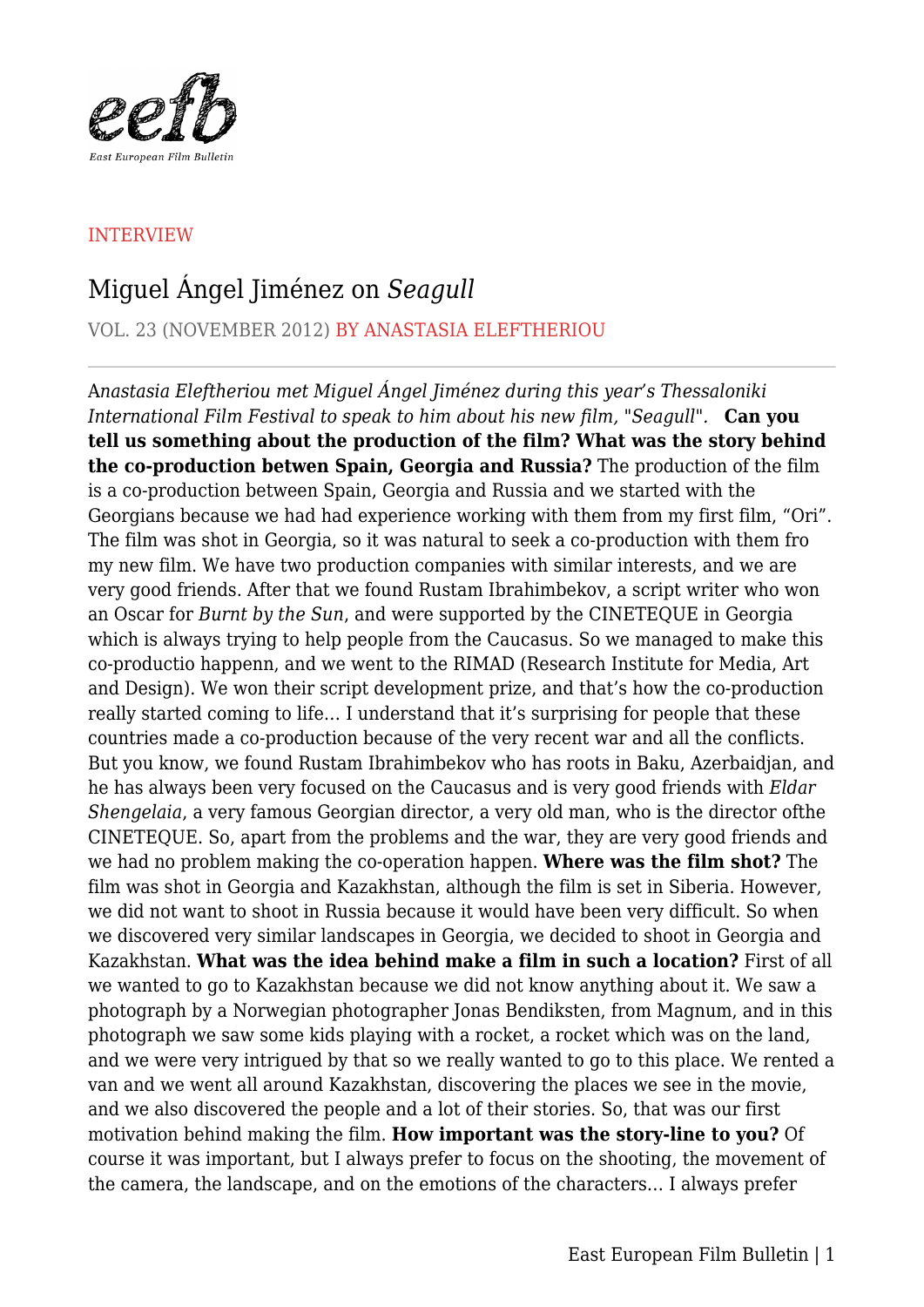INTERVIEW

# Miguel Ángel Jiménez on *Seagull*

VOL. 23 (NOVEMBER 2012) BY ANASTASIA ELEFTHERIOU

*Anastasia Eleftheriou met Miguel Ángel Jiménez during this year's Thessaloniki International Film Festival to speak to him about his new film, "Seagull".* **Can you tell us something about the production of the film? What was the story behind the co-production betwen Spain, Georgia and Russia?** The production of the film is a co-production between Spain, Georgia and Russia and we started with the Georgians because we had had experience working with them from my first film, "Ori". The film was shot in Georgia, so it was natural to seek a co-production with them fro my new film. We have two production companies with similar interests, and we are very good friends. After that we found Rustam Ibrahimbekov, a script writer who won an Oscar for *Burnt by the Sun*, and were supported by the CINETEQUE in Georgia which is always trying to help people from the Caucasus. So we managed to make this co-productio happenn, and we went to the RIMAD (Research Institute for Media, Art and Design). We won their script development prize, and that's how the co-production really started coming to life… I understand that it's surprising for people that these countries made a co-production because of the very recent war and all the conflicts. But you know, we found Rustam Ibrahimbekov who has roots in Baku, Azerbaidjan, and he has always been very focused on the Caucasus and is very good friends with *Eldar Shengelaia*, a very famous Georgian director, a very old man, who is the director ofthe CINETEQUE. So, apart from the problems and the war, they are very good friends and we had no problem making the co-operation happen. **Where was the film shot?** The film was shot in Georgia and Kazakhstan, although the film is set in Siberia. However, we did not want to shoot in Russia because it would have been very difficult. So when we discovered very similar landscapes in Georgia, we decided to shoot in Georgia and Kazakhstan. **What was the idea behind make a film in such a location?** First of all we wanted to go to Kazakhstan because we did not know anything about it. We saw a photograph by a Norwegian photographer Jonas Bendiksten, from Magnum, and in this photograph we saw some kids playing with a rocket, a rocket which was on the land, and we were very intrigued by that so we really wanted to go to this place. We rented a van and we went all around Kazakhstan, discovering the places we see in the movie, and we also discovered the people and a lot of their stories. So, that was our first motivation behind making the film. **How important was the story-line to you?** Of course it was important, but I always prefer to focus on the shooting, the movement of the camera, the landscape, and on the emotions of the characters… I always prefer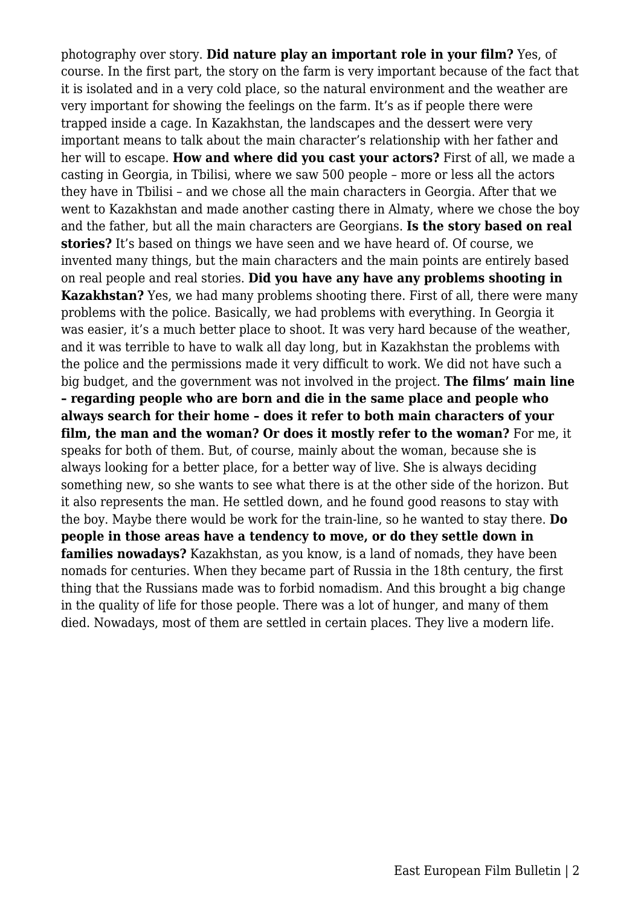photography over story. **Did nature play an important role in your film?** Yes, of course. In the first part, the story on the farm is very important because of the fact that it is isolated and in a very cold place, so the natural environment and the weather are very important for showing the feelings on the farm. It's as if people there were trapped inside a cage. In Kazakhstan, the landscapes and the dessert were very important means to talk about the main character's relationship with her father and her will to escape. **How and where did you cast your actors?** First of all, we made a casting in Georgia, in Tbilisi, where we saw 500 people – more or less all the actors they have in Tbilisi – and we chose all the main characters in Georgia. After that we went to Kazakhstan and made another casting there in Almaty, where we chose the boy and the father, but all the main characters are Georgians. **Is the story based on real stories?** It's based on things we have seen and we have heard of. Of course, we invented many things, but the main characters and the main points are entirely based on real people and real stories. **Did you have any have any problems shooting in Kazakhstan?** Yes, we had many problems shooting there. First of all, there were many problems with the police. Basically, we had problems with everything. In Georgia it was easier, it's a much better place to shoot. It was very hard because of the weather, and it was terrible to have to walk all day long, but in Kazakhstan the problems with the police and the permissions made it very difficult to work. We did not have such a big budget, and the government was not involved in the project. **The films' main line – regarding people who are born and die in the same place and people who always search for their home – does it refer to both main characters of your film, the man and the woman? Or does it mostly refer to the woman?** For me, it speaks for both of them. But, of course, mainly about the woman, because she is always looking for a better place, for a better way of live. She is always deciding something new, so she wants to see what there is at the other side of the horizon. But it also represents the man. He settled down, and he found good reasons to stay with the boy. Maybe there would be work for the train-line, so he wanted to stay there. **Do people in those areas have a tendency to move, or do they settle down in families nowadays?** Kazakhstan, as you know, is a land of nomads, they have been nomads for centuries. When they became part of Russia in the 18th century, the first thing that the Russians made was to forbid nomadism. And this brought a big change in the quality of life for those people. There was a lot of hunger, and many of them died. Nowadays, most of them are settled in certain places. They live a modern life.